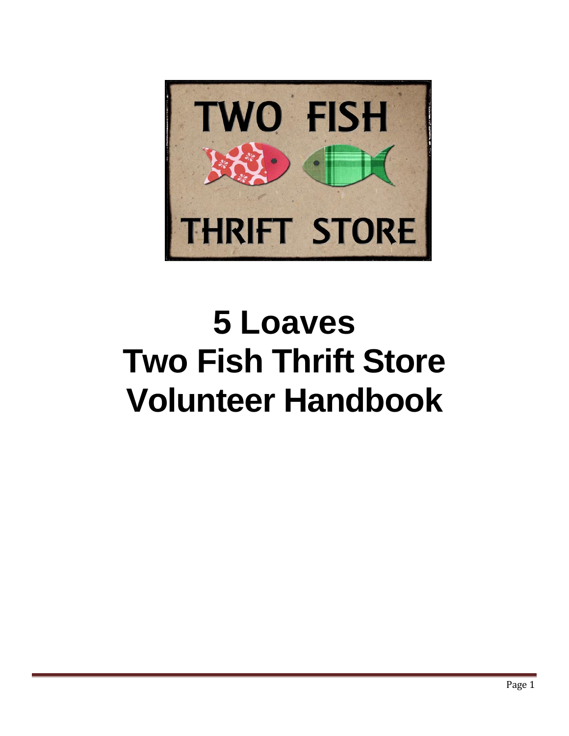TWO FISH

THRIFT STORE

# 5 Loaves
# Two Fish Thrift Store
# Volunteer Handbook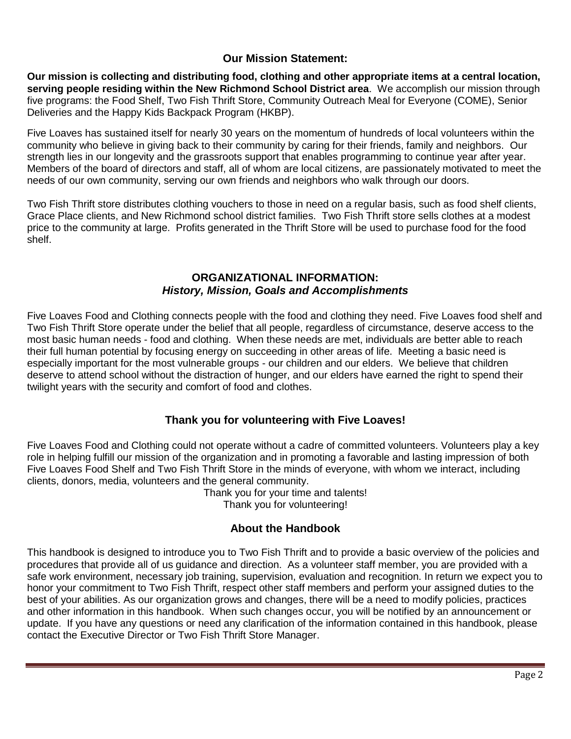## Our Mission Statement:

**Our mission is collecting and distributing food, clothing and other appropriate items at a central location, serving people residing within the New Richmond School District area**. We accomplish our mission through five programs: the Food Shelf, Two Fish Thrift Store, Community Outreach Meal for Everyone (COME), Senior Deliveries and the Happy Kids Backpack Program (HKBP).

Five Loaves has sustained itself for nearly 30 years on the momentum of hundreds of local volunteers within the community who believe in giving back to their community by caring for their friends, family and neighbors. Our strength lies in our longevity and the grassroots support that enables programming to continue year after year. Members of the board of directors and staff, all of whom are local citizens, are passionately motivated to meet the needs of our own community, serving our own friends and neighbors who walk through our doors.

Two Fish Thrift store distributes clothing vouchers to those in need on a regular basis, such as food shelf clients, Grace Place clients, and New Richmond school district families. Two Fish Thrift store sells clothes at a modest price to the community at large. Profits generated in the Thrift Store will be used to purchase food for the food shelf.

## ORGANIZATIONAL INFORMATION:
### *History, Mission, Goals and Accomplishments*

Five Loaves Food and Clothing connects people with the food and clothing they need. Five Loaves food shelf and Two Fish Thrift Store operate under the belief that all people, regardless of circumstance, deserve access to the most basic human needs - food and clothing. When these needs are met, individuals are better able to reach their full human potential by focusing energy on succeeding in other areas of life. Meeting a basic need is especially important for the most vulnerable groups - our children and our elders. We believe that children deserve to attend school without the distraction of hunger, and our elders have earned the right to spend their twilight years with the security and comfort of food and clothes.

## Thank you for volunteering with Five Loaves!

Five Loaves Food and Clothing could not operate without a cadre of committed volunteers. Volunteers play a key role in helping fulfill our mission of the organization and in promoting a favorable and lasting impression of both Five Loaves Food Shelf and Two Fish Thrift Store in the minds of everyone, with whom we interact, including clients, donors, media, volunteers and the general community.

Thank you for your time and talents!
Thank you for volunteering!

## About the Handbook

This handbook is designed to introduce you to Two Fish Thrift and to provide a basic overview of the policies and procedures that provide all of us guidance and direction. As a volunteer staff member, you are provided with a safe work environment, necessary job training, supervision, evaluation and recognition. In return we expect you to honor your commitment to Two Fish Thrift, respect other staff members and perform your assigned duties to the best of your abilities. As our organization grows and changes, there will be a need to modify policies, practices and other information in this handbook. When such changes occur, you will be notified by an announcement or update. If you have any questions or need any clarification of the information contained in this handbook, please contact the Executive Director or Two Fish Thrift Store Manager.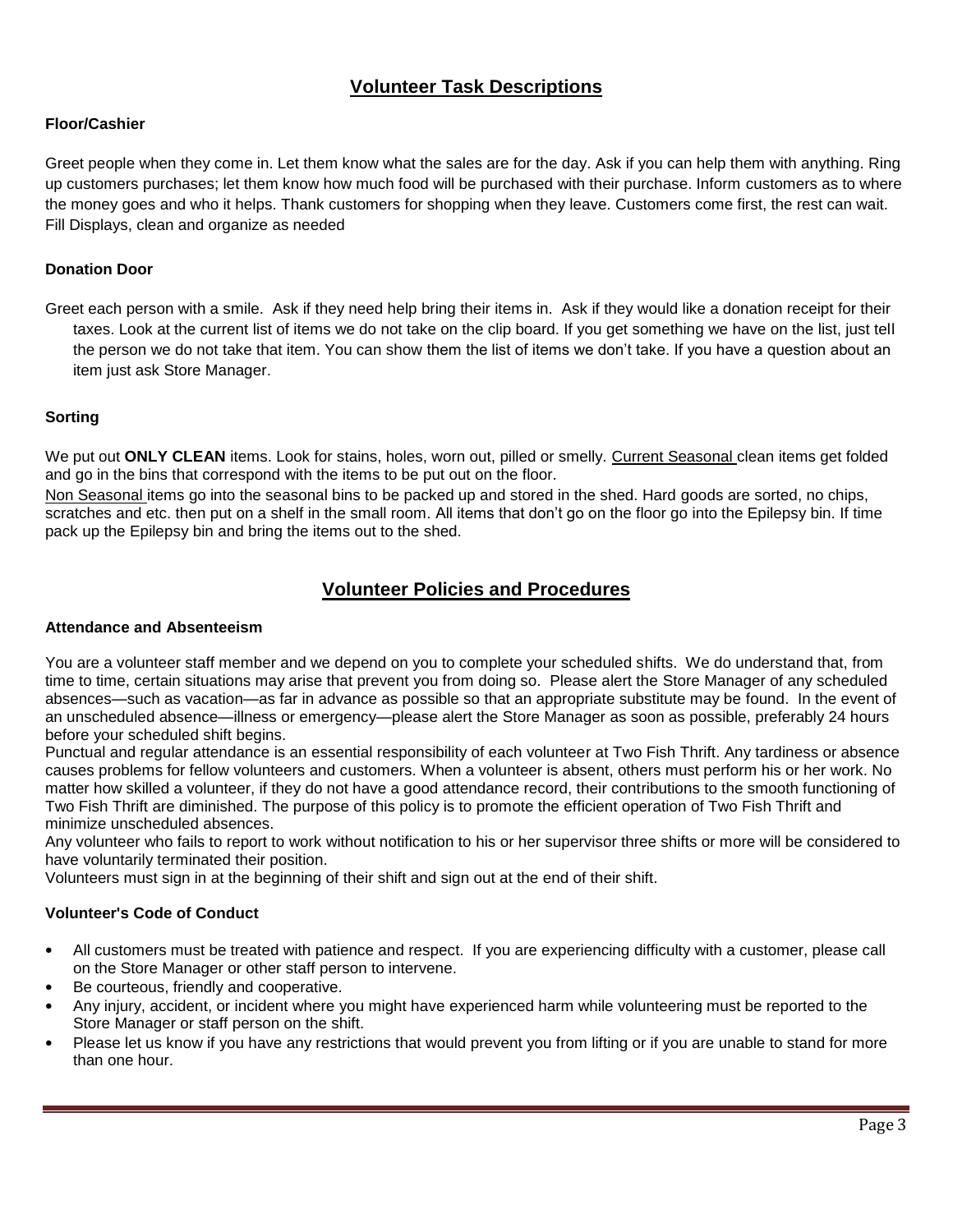## Volunteer Task Descriptions

### Floor/Cashier

Greet people when they come in. Let them know what the sales are for the day. Ask if you can help them with anything. Ring up customers purchases; let them know how much food will be purchased with their purchase. Inform customers as to where the money goes and who it helps. Thank customers for shopping when they leave. Customers come first, the rest can wait. Fill Displays, clean and organize as needed

### Donation Door

Greet each person with a smile. Ask if they need help bring their items in. Ask if they would like a donation receipt for their taxes. Look at the current list of items we do not take on the clip board. If you get something we have on the list, just tell the person we do not take that item. You can show them the list of items we don't take. If you have a question about an item just ask Store Manager.

### Sorting

We put out **ONLY CLEAN** items. Look for stains, holes, worn out, pilled or smelly. <u>Current Seasonal</u> clean items get folded and go in the bins that correspond with the items to be put out on the floor.

<u>Non Seasonal</u> items go into the seasonal bins to be packed up and stored in the shed. Hard goods are sorted, no chips, scratches and etc. then put on a shelf in the small room. All items that don't go on the floor go into the Epilepsy bin. If time pack up the Epilepsy bin and bring the items out to the shed.

## Volunteer Policies and Procedures

### Attendance and Absenteeism

You are a volunteer staff member and we depend on you to complete your scheduled shifts. We do understand that, from time to time, certain situations may arise that prevent you from doing so. Please alert the Store Manager of any scheduled absences—such as vacation—as far in advance as possible so that an appropriate substitute may be found. In the event of an unscheduled absence—illness or emergency—please alert the Store Manager as soon as possible, preferably 24 hours before your scheduled shift begins.

Punctual and regular attendance is an essential responsibility of each volunteer at Two Fish Thrift. Any tardiness or absence causes problems for fellow volunteers and customers. When a volunteer is absent, others must perform his or her work. No matter how skilled a volunteer, if they do not have a good attendance record, their contributions to the smooth functioning of Two Fish Thrift are diminished. The purpose of this policy is to promote the efficient operation of Two Fish Thrift and minimize unscheduled absences.

Any volunteer who fails to report to work without notification to his or her supervisor three shifts or more will be considered to have voluntarily terminated their position.

Volunteers must sign in at the beginning of their shift and sign out at the end of their shift.

### Volunteer's Code of Conduct

- All customers must be treated with patience and respect. If you are experiencing difficulty with a customer, please call on the Store Manager or other staff person to intervene.
- Be courteous, friendly and cooperative.
- Any injury, accident, or incident where you might have experienced harm while volunteering must be reported to the Store Manager or staff person on the shift.
- Please let us know if you have any restrictions that would prevent you from lifting or if you are unable to stand for more than one hour.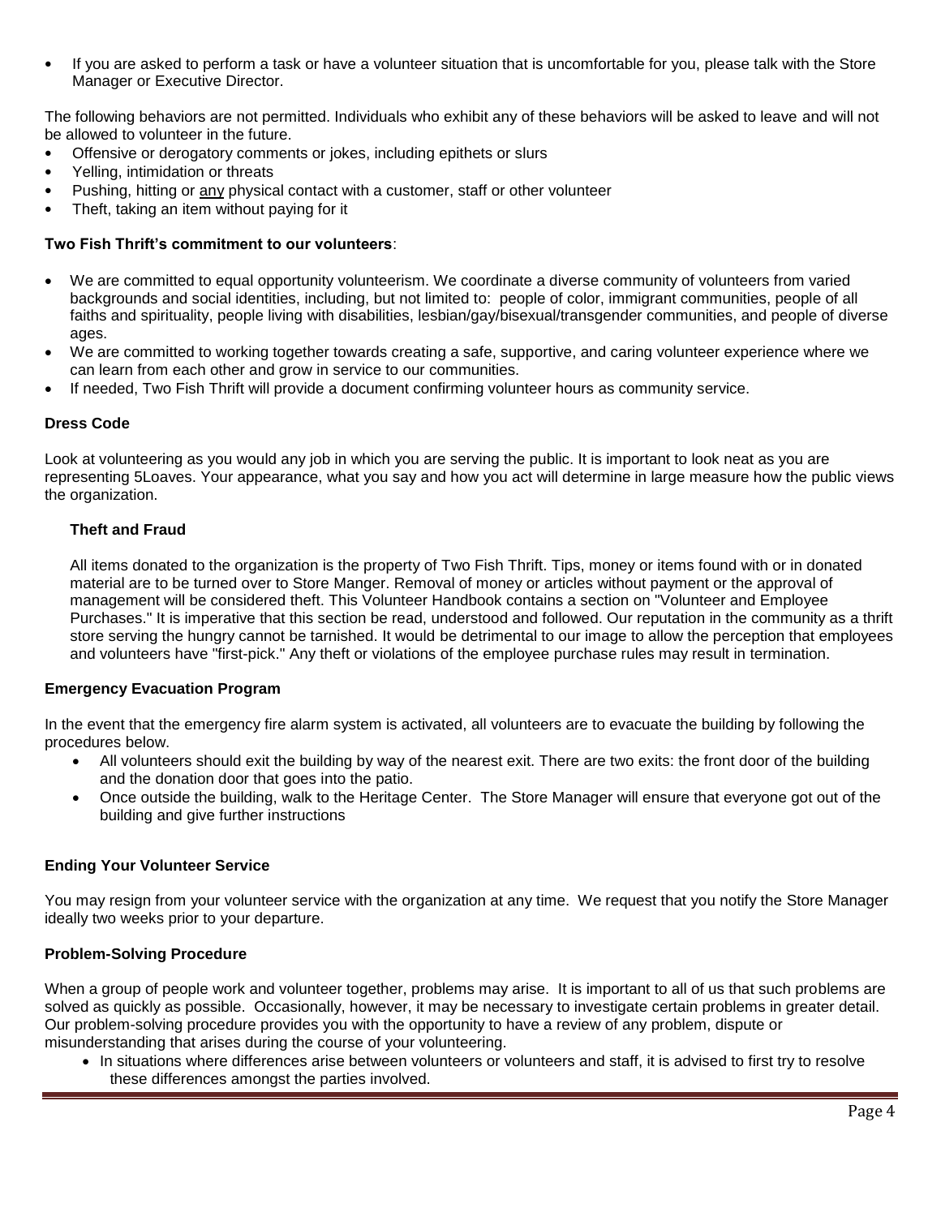- If you are asked to perform a task or have a volunteer situation that is uncomfortable for you, please talk with the Store Manager or Executive Director.

The following behaviors are not permitted. Individuals who exhibit any of these behaviors will be asked to leave and will not be allowed to volunteer in the future.

- Offensive or derogatory comments or jokes, including epithets or slurs
- Yelling, intimidation or threats
- Pushing, hitting or <u>any</u> physical contact with a customer, staff or other volunteer
- Theft, taking an item without paying for it

**Two Fish Thrift's commitment to our volunteers**:

- We are committed to equal opportunity volunteerism. We coordinate a diverse community of volunteers from varied backgrounds and social identities, including, but not limited to: people of color, immigrant communities, people of all faiths and spirituality, people living with disabilities, lesbian/gay/bisexual/transgender communities, and people of diverse ages.
- We are committed to working together towards creating a safe, supportive, and caring volunteer experience where we can learn from each other and grow in service to our communities.
- If needed, Two Fish Thrift will provide a document confirming volunteer hours as community service.

**Dress Code**

Look at volunteering as you would any job in which you are serving the public. It is important to look neat as you are representing 5Loaves. Your appearance, what you say and how you act will determine in large measure how the public views the organization.

**Theft and Fraud**

All items donated to the organization is the property of Two Fish Thrift. Tips, money or items found with or in donated material are to be turned over to Store Manger. Removal of money or articles without payment or the approval of management will be considered theft. This Volunteer Handbook contains a section on "Volunteer and Employee Purchases." It is imperative that this section be read, understood and followed. Our reputation in the community as a thrift store serving the hungry cannot be tarnished. It would be detrimental to our image to allow the perception that employees and volunteers have "first-pick." Any theft or violations of the employee purchase rules may result in termination.

**Emergency Evacuation Program**

In the event that the emergency fire alarm system is activated, all volunteers are to evacuate the building by following the procedures below.

- All volunteers should exit the building by way of the nearest exit. There are two exits: the front door of the building and the donation door that goes into the patio.
- Once outside the building, walk to the Heritage Center. The Store Manager will ensure that everyone got out of the building and give further instructions

**Ending Your Volunteer Service**

You may resign from your volunteer service with the organization at any time. We request that you notify the Store Manager ideally two weeks prior to your departure.

**Problem-Solving Procedure**

When a group of people work and volunteer together, problems may arise. It is important to all of us that such problems are solved as quickly as possible. Occasionally, however, it may be necessary to investigate certain problems in greater detail. Our problem-solving procedure provides you with the opportunity to have a review of any problem, dispute or misunderstanding that arises during the course of your volunteering.

- In situations where differences arise between volunteers or volunteers and staff, it is advised to first try to resolve these differences amongst the parties involved.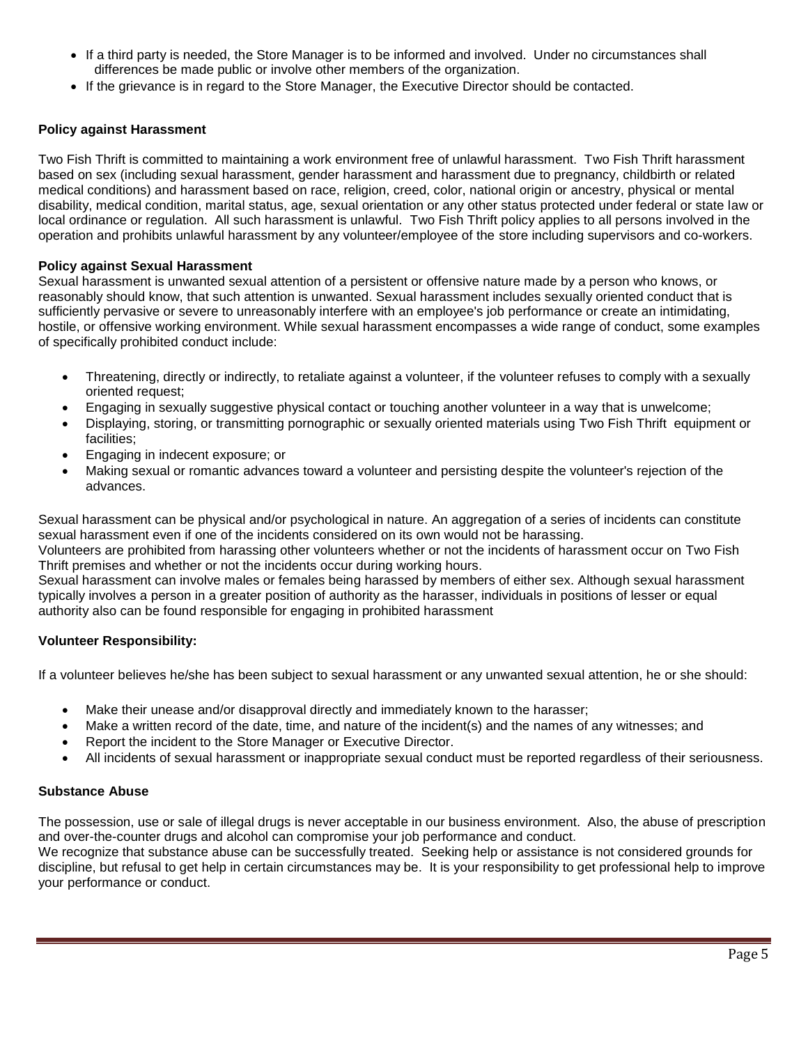- If a third party is needed, the Store Manager is to be informed and involved. Under no circumstances shall differences be made public or involve other members of the organization.
- If the grievance is in regard to the Store Manager, the Executive Director should be contacted.

**Policy against Harassment**

Two Fish Thrift is committed to maintaining a work environment free of unlawful harassment. Two Fish Thrift harassment based on sex (including sexual harassment, gender harassment and harassment due to pregnancy, childbirth or related medical conditions) and harassment based on race, religion, creed, color, national origin or ancestry, physical or mental disability, medical condition, marital status, age, sexual orientation or any other status protected under federal or state law or local ordinance or regulation. All such harassment is unlawful. Two Fish Thrift policy applies to all persons involved in the operation and prohibits unlawful harassment by any volunteer/employee of the store including supervisors and co-workers.

**Policy against Sexual Harassment**

Sexual harassment is unwanted sexual attention of a persistent or offensive nature made by a person who knows, or reasonably should know, that such attention is unwanted. Sexual harassment includes sexually oriented conduct that is sufficiently pervasive or severe to unreasonably interfere with an employee's job performance or create an intimidating, hostile, or offensive working environment. While sexual harassment encompasses a wide range of conduct, some examples of specifically prohibited conduct include:

- Threatening, directly or indirectly, to retaliate against a volunteer, if the volunteer refuses to comply with a sexually oriented request;
- Engaging in sexually suggestive physical contact or touching another volunteer in a way that is unwelcome;
- Displaying, storing, or transmitting pornographic or sexually oriented materials using Two Fish Thrift equipment or facilities;
- Engaging in indecent exposure; or
- Making sexual or romantic advances toward a volunteer and persisting despite the volunteer's rejection of the advances.

Sexual harassment can be physical and/or psychological in nature. An aggregation of a series of incidents can constitute sexual harassment even if one of the incidents considered on its own would not be harassing.
Volunteers are prohibited from harassing other volunteers whether or not the incidents of harassment occur on Two Fish Thrift premises and whether or not the incidents occur during working hours.
Sexual harassment can involve males or females being harassed by members of either sex. Although sexual harassment typically involves a person in a greater position of authority as the harasser, individuals in positions of lesser or equal authority also can be found responsible for engaging in prohibited harassment

**Volunteer Responsibility:**

If a volunteer believes he/she has been subject to sexual harassment or any unwanted sexual attention, he or she should:

- Make their unease and/or disapproval directly and immediately known to the harasser;
- Make a written record of the date, time, and nature of the incident(s) and the names of any witnesses; and
- Report the incident to the Store Manager or Executive Director.
- All incidents of sexual harassment or inappropriate sexual conduct must be reported regardless of their seriousness.

**Substance Abuse**

The possession, use or sale of illegal drugs is never acceptable in our business environment. Also, the abuse of prescription and over-the-counter drugs and alcohol can compromise your job performance and conduct.
We recognize that substance abuse can be successfully treated. Seeking help or assistance is not considered grounds for discipline, but refusal to get help in certain circumstances may be. It is your responsibility to get professional help to improve your performance or conduct.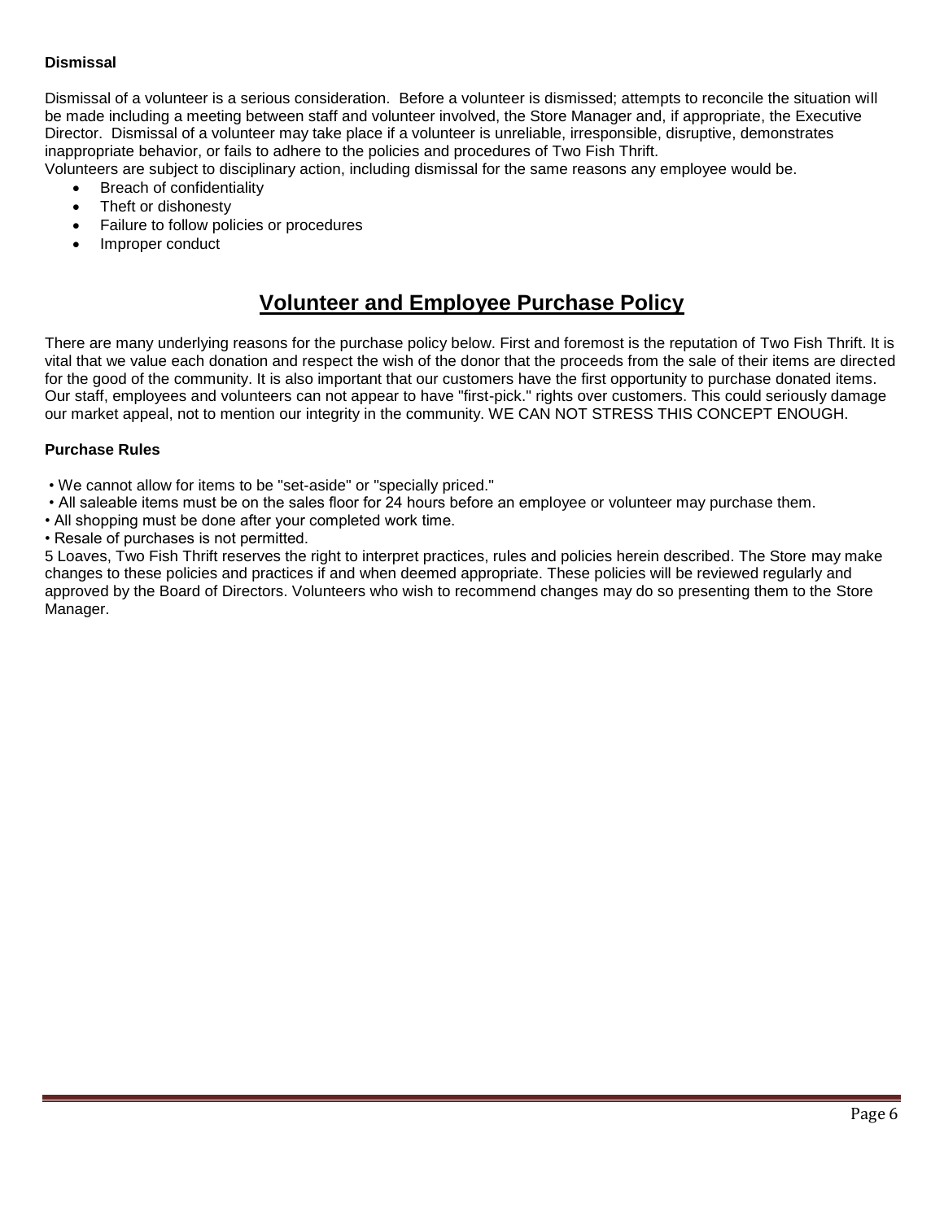### Dismissal

Dismissal of a volunteer is a serious consideration. Before a volunteer is dismissed; attempts to reconcile the situation will be made including a meeting between staff and volunteer involved, the Store Manager and, if appropriate, the Executive Director. Dismissal of a volunteer may take place if a volunteer is unreliable, irresponsible, disruptive, demonstrates inappropriate behavior, or fails to adhere to the policies and procedures of Two Fish Thrift.
Volunteers are subject to disciplinary action, including dismissal for the same reasons any employee would be.

- Breach of confidentiality
- Theft or dishonesty
- Failure to follow policies or procedures
- Improper conduct

## Volunteer and Employee Purchase Policy

There are many underlying reasons for the purchase policy below. First and foremost is the reputation of Two Fish Thrift. It is vital that we value each donation and respect the wish of the donor that the proceeds from the sale of their items are directed for the good of the community. It is also important that our customers have the first opportunity to purchase donated items. Our staff, employees and volunteers can not appear to have "first-pick." rights over customers. This could seriously damage our market appeal, not to mention our integrity in the community. WE CAN NOT STRESS THIS CONCEPT ENOUGH.

### Purchase Rules

- We cannot allow for items to be "set-aside" or "specially priced."
- All saleable items must be on the sales floor for 24 hours before an employee or volunteer may purchase them.
- All shopping must be done after your completed work time.
- Resale of purchases is not permitted.

5 Loaves, Two Fish Thrift reserves the right to interpret practices, rules and policies herein described. The Store may make changes to these policies and practices if and when deemed appropriate. These policies will be reviewed regularly and approved by the Board of Directors. Volunteers who wish to recommend changes may do so presenting them to the Store Manager.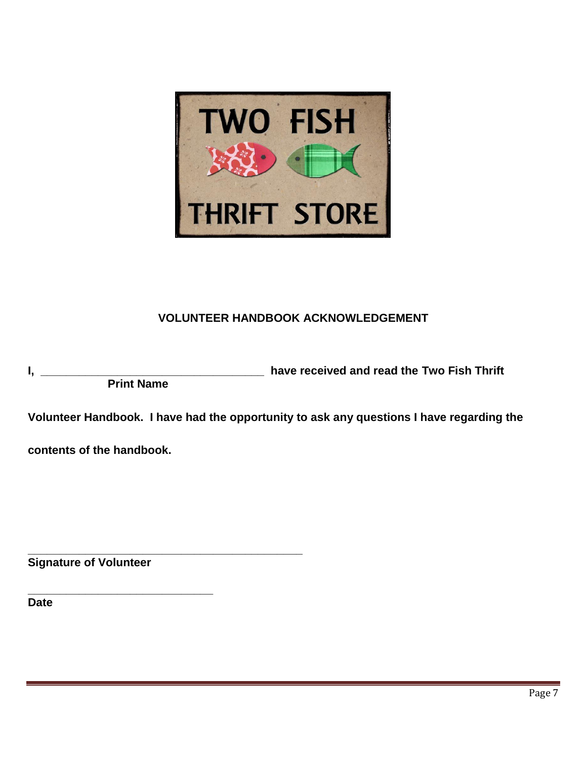TWO FISH

THRIFT STORE

## VOLUNTEER HANDBOOK ACKNOWLEDGEMENT

**I, ____________________________________ have received and read the Two Fish Thrift**
**Print Name**

**Volunteer Handbook. I have had the opportunity to ask any questions I have regarding the contents of the handbook.**

**______________________________________________**
**Signature of Volunteer**

**______________________________**
**Date**